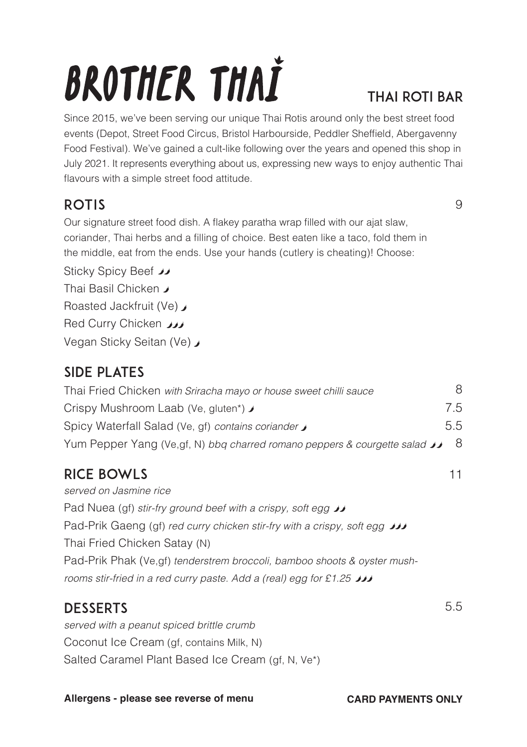# BROTHER THAI

## THAI ROTI BAR

Since 2015, we've been serving our unique Thai Rotis around only the best street food events (Depot, Street Food Circus, Bristol Harbourside, Peddler Sheffield, Abergavenny Food Festival). We've gained a cult-like following over the years and opened this shop in July 2021. It represents everything about us, expressing new ways to enjoy authentic Thai flavours with a simple street food attitude.

## ROTIS — 9

Our signature street food dish. A flakey paratha wrap filled with our ajat slaw, coriander, Thai herbs and a filling of choice. Best eaten like a taco, fold them in the middle, eat from the ends. Use your hands (cutlery is cheating)! Choose:

Sticky Spicy Beef 🌶🌶
Thai Basil Chicken 🌶
Roasted Jackfruit (Ve) 🌶
Red Curry Chicken 🌶🌶🌶
Vegan Sticky Seitan (Ve) 🌶

## SIDE PLATES

Thai Fried Chicken *with Sriracha mayo or house sweet chilli sauce* — 8
Crispy Mushroom Laab (Ve, gluten*) 🌶 — 7.5
Spicy Waterfall Salad (Ve, gf) *contains coriander* 🌶 — 5.5
Yum Pepper Yang (Ve,gf, N) *bbq charred romano peppers & courgette salad* 🌶🌶 — 8

## RICE BOWLS — 11

*served on Jasmine rice*

Pad Nuea (gf) *stir-fry ground beef with a crispy, soft egg* 🌶🌶
Pad-Prik Gaeng (gf) *red curry chicken stir-fry with a crispy, soft egg* 🌶🌶🌶
Thai Fried Chicken Satay (N)
Pad-Prik Phak (Ve,gf) *tenderstrem broccoli, bamboo shoots & oyster mushrooms stir-fried in a red curry paste. Add a (real) egg for £1.25* 🌶🌶🌶

## DESSERTS — 5.5

*served with a peanut spiced brittle crumb*

Coconut Ice Cream (gf, contains Milk, N)
Salted Caramel Plant Based Ice Cream (gf, N, Ve*)

**Allergens - please see reverse of menu**

**CARD PAYMENTS ONLY**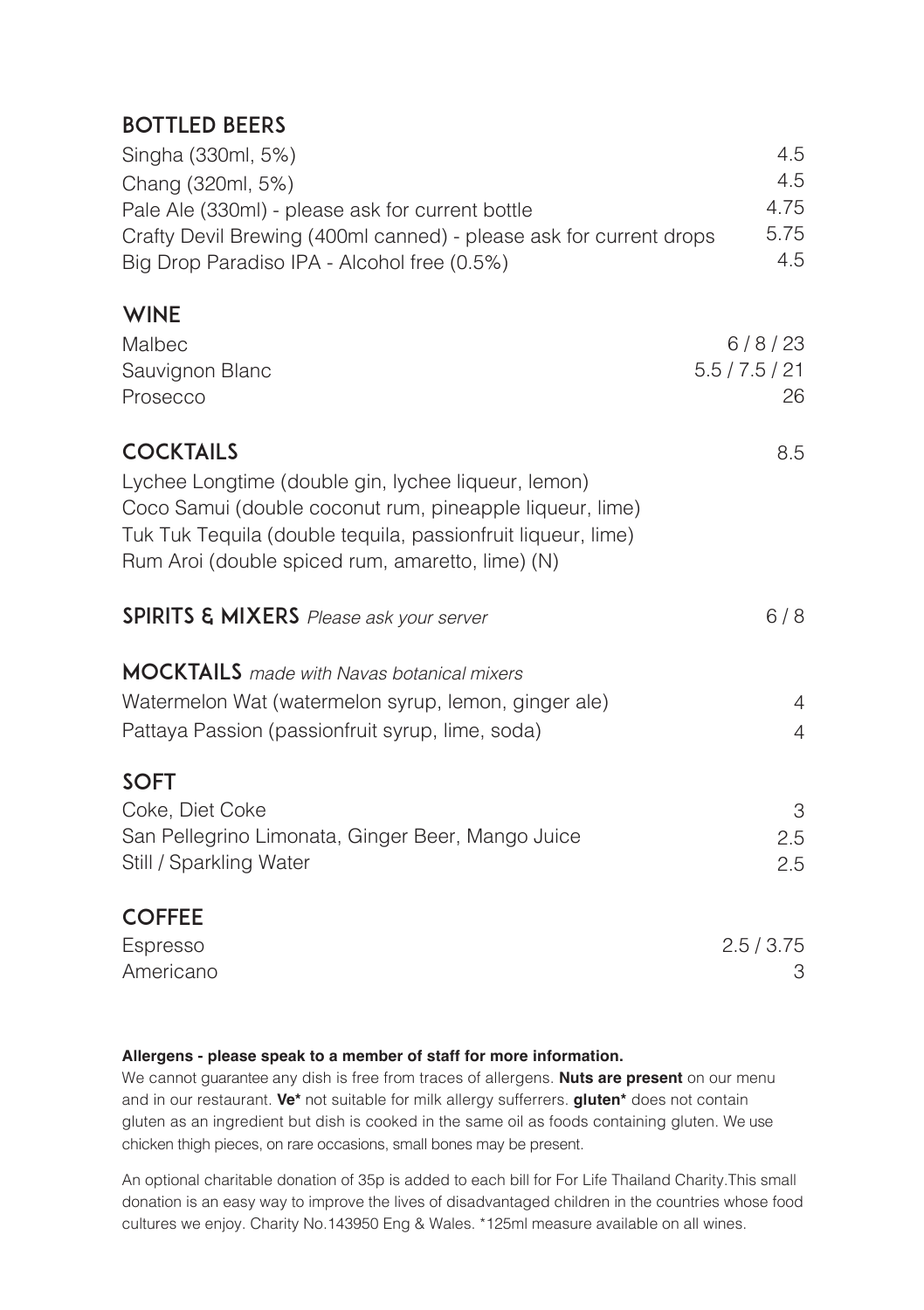## BOTTLED BEERS

| | |
|---|---|
| Singha (330ml, 5%) | 4.5 |
| Chang (320ml, 5%) | 4.5 |
| Pale Ale (330ml) - please ask for current bottle | 4.75 |
| Crafty Devil Brewing (400ml canned) - please ask for current drops | 5.75 |
| Big Drop Paradiso IPA - Alcohol free (0.5%) | 4.5 |

## WINE

| | |
|---|---|
| Malbec | 6 / 8 / 23 |
| Sauvignon Blanc | 5.5 / 7.5 / 21 |
| Prosecco | 26 |

## COCKTAILS 8.5

Lychee Longtime (double gin, lychee liqueur, lemon)
Coco Samui (double coconut rum, pineapple liqueur, lime)
Tuk Tuk Tequila (double tequila, passionfruit liqueur, lime)
Rum Aroi (double spiced rum, amaretto, lime) (N)

## SPIRITS & MIXERS *Please ask your server* 6 / 8

## MOCKTAILS *made with Navas botanical mixers*

| | |
|---|---|
| Watermelon Wat (watermelon syrup, lemon, ginger ale) | 4 |
| Pattaya Passion (passionfruit syrup, lime, soda) | 4 |

## SOFT

| | |
|---|---|
| Coke, Diet Coke | 3 |
| San Pellegrino Limonata, Ginger Beer, Mango Juice | 2.5 |
| Still / Sparkling Water | 2.5 |

## COFFEE

| | |
|---|---|
| Espresso | 2.5 / 3.75 |
| Americano | 3 |

**Allergens - please speak to a member of staff for more information.**
We cannot guarantee any dish is free from traces of allergens. **Nuts are present** on our menu and in our restaurant. **Ve*** not suitable for milk allergy sufferers. **gluten*** does not contain gluten as an ingredient but dish is cooked in the same oil as foods containing gluten. We use chicken thigh pieces, on rare occasions, small bones may be present.

An optional charitable donation of 35p is added to each bill for For Life Thailand Charity.This small donation is an easy way to improve the lives of disadvantaged children in the countries whose food cultures we enjoy. Charity No.143950 Eng & Wales. *125ml measure available on all wines.